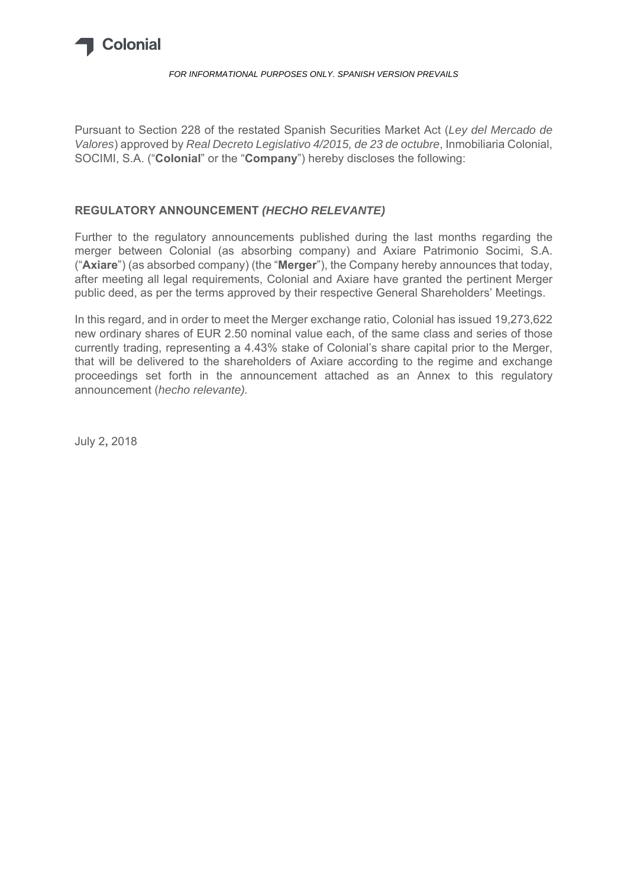*FOR INFORMATIONAL PURPOSES ONLY. SPANISH VERSION PREVAILS*

Pursuant to Section 228 of the restated Spanish Securities Market Act (*Ley del Mercado de Valores*) approved by *Real Decreto Legislativo 4/2015, de 23 de octubre*, Inmobiliaria Colonial, SOCIMI, S.A. ("**Colonial**" or the "**Company**") hereby discloses the following:

## REGULATORY ANNOUNCEMENT *(HECHO RELEVANTE)*

Further to the regulatory announcements published during the last months regarding the merger between Colonial (as absorbing company) and Axiare Patrimonio Socimi, S.A. ("**Axiare**") (as absorbed company) (the "**Merger**"), the Company hereby announces that today, after meeting all legal requirements, Colonial and Axiare have granted the pertinent Merger public deed, as per the terms approved by their respective General Shareholders' Meetings.

In this regard, and in order to meet the Merger exchange ratio, Colonial has issued 19,273,622 new ordinary shares of EUR 2.50 nominal value each, of the same class and series of those currently trading, representing a 4.43% stake of Colonial's share capital prior to the Merger, that will be delivered to the shareholders of Axiare according to the regime and exchange proceedings set forth in the announcement attached as an Annex to this regulatory announcement (*hecho relevante).*

July 2, 2018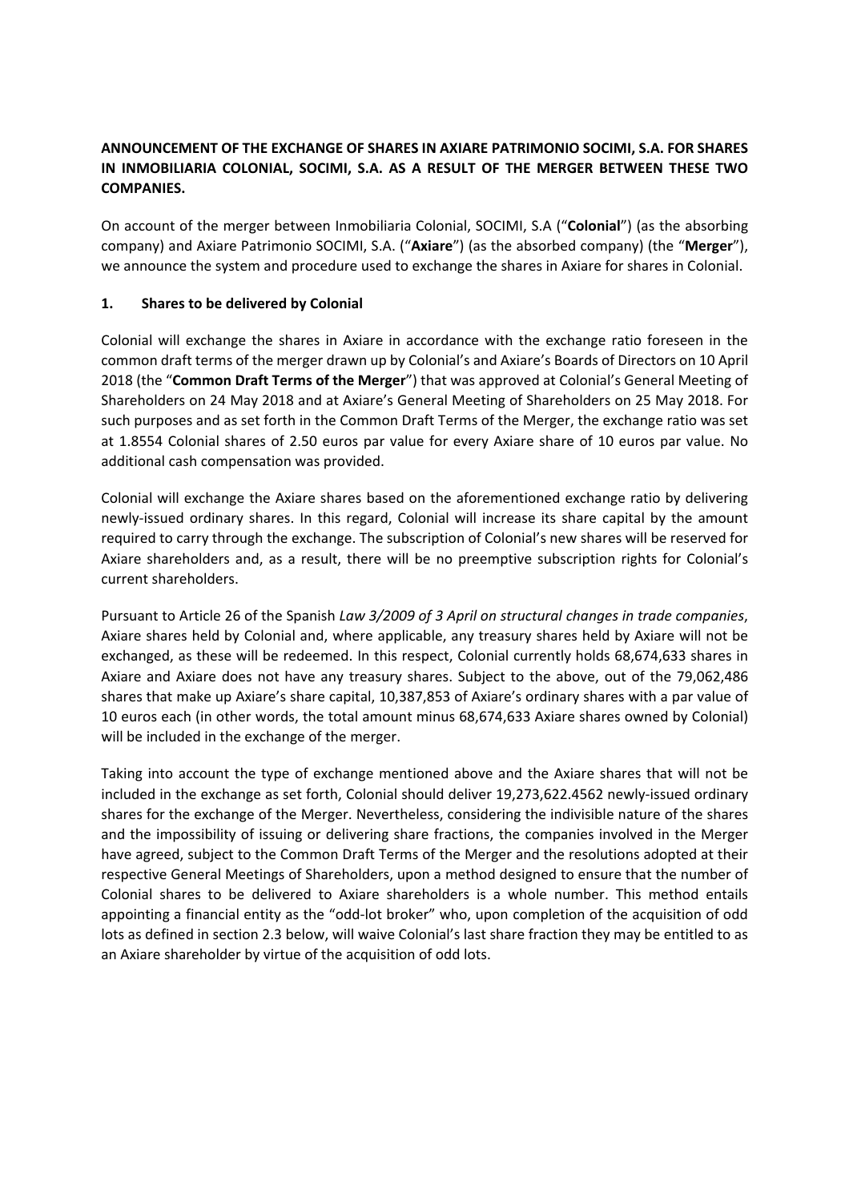**ANNOUNCEMENT OF THE EXCHANGE OF SHARES IN AXIARE PATRIMONIO SOCIMI, S.A. FOR SHARES IN INMOBILIARIA COLONIAL, SOCIMI, S.A. AS A RESULT OF THE MERGER BETWEEN THESE TWO COMPANIES.**

On account of the merger between Inmobiliaria Colonial, SOCIMI, S.A ("**Colonial**") (as the absorbing company) and Axiare Patrimonio SOCIMI, S.A. ("**Axiare**") (as the absorbed company) (the "**Merger**"), we announce the system and procedure used to exchange the shares in Axiare for shares in Colonial.

## 1. Shares to be delivered by Colonial

Colonial will exchange the shares in Axiare in accordance with the exchange ratio foreseen in the common draft terms of the merger drawn up by Colonial's and Axiare's Boards of Directors on 10 April 2018 (the "**Common Draft Terms of the Merger**") that was approved at Colonial's General Meeting of Shareholders on 24 May 2018 and at Axiare's General Meeting of Shareholders on 25 May 2018. For such purposes and as set forth in the Common Draft Terms of the Merger, the exchange ratio was set at 1.8554 Colonial shares of 2.50 euros par value for every Axiare share of 10 euros par value. No additional cash compensation was provided.

Colonial will exchange the Axiare shares based on the aforementioned exchange ratio by delivering newly-issued ordinary shares. In this regard, Colonial will increase its share capital by the amount required to carry through the exchange. The subscription of Colonial's new shares will be reserved for Axiare shareholders and, as a result, there will be no preemptive subscription rights for Colonial's current shareholders.

Pursuant to Article 26 of the Spanish *Law 3/2009 of 3 April on structural changes in trade companies*, Axiare shares held by Colonial and, where applicable, any treasury shares held by Axiare will not be exchanged, as these will be redeemed. In this respect, Colonial currently holds 68,674,633 shares in Axiare and Axiare does not have any treasury shares. Subject to the above, out of the 79,062,486 shares that make up Axiare's share capital, 10,387,853 of Axiare's ordinary shares with a par value of 10 euros each (in other words, the total amount minus 68,674,633 Axiare shares owned by Colonial) will be included in the exchange of the merger.

Taking into account the type of exchange mentioned above and the Axiare shares that will not be included in the exchange as set forth, Colonial should deliver 19,273,622.4562 newly-issued ordinary shares for the exchange of the Merger. Nevertheless, considering the indivisible nature of the shares and the impossibility of issuing or delivering share fractions, the companies involved in the Merger have agreed, subject to the Common Draft Terms of the Merger and the resolutions adopted at their respective General Meetings of Shareholders, upon a method designed to ensure that the number of Colonial shares to be delivered to Axiare shareholders is a whole number. This method entails appointing a financial entity as the "odd-lot broker" who, upon completion of the acquisition of odd lots as defined in section 2.3 below, will waive Colonial's last share fraction they may be entitled to as an Axiare shareholder by virtue of the acquisition of odd lots.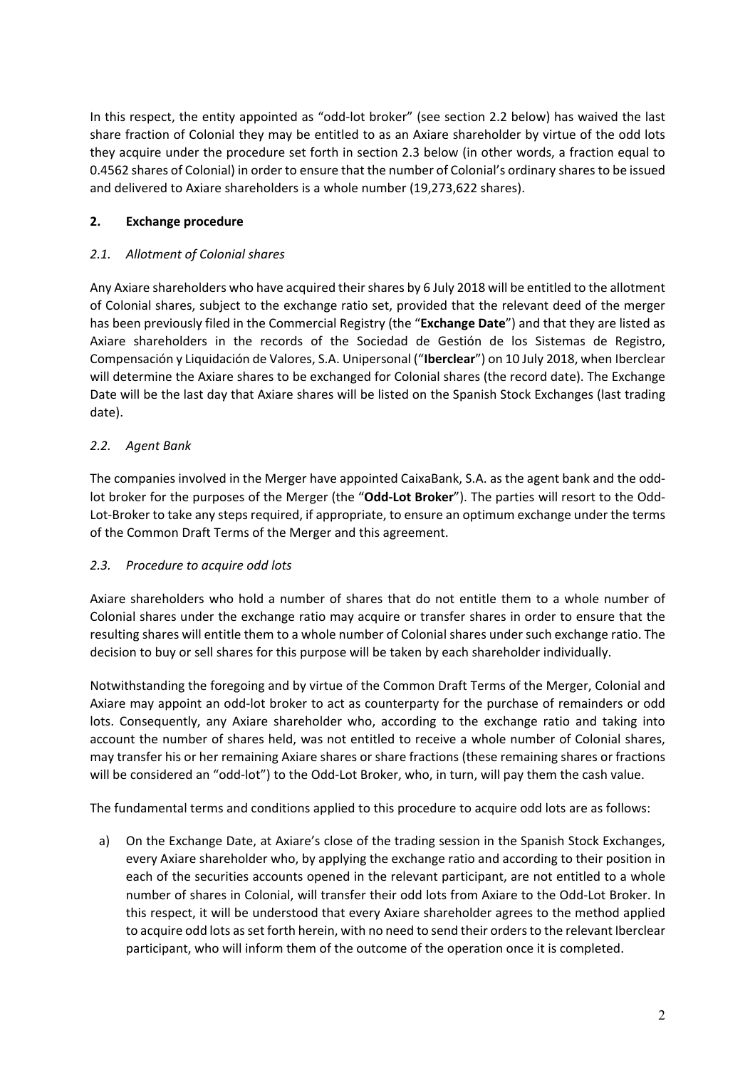In this respect, the entity appointed as "odd-lot broker" (see section 2.2 below) has waived the last share fraction of Colonial they may be entitled to as an Axiare shareholder by virtue of the odd lots they acquire under the procedure set forth in section 2.3 below (in other words, a fraction equal to 0.4562 shares of Colonial) in order to ensure that the number of Colonial's ordinary shares to be issued and delivered to Axiare shareholders is a whole number (19,273,622 shares).

## 2. Exchange procedure

### *2.1. Allotment of Colonial shares*

Any Axiare shareholders who have acquired their shares by 6 July 2018 will be entitled to the allotment of Colonial shares, subject to the exchange ratio set, provided that the relevant deed of the merger has been previously filed in the Commercial Registry (the "**Exchange Date**") and that they are listed as Axiare shareholders in the records of the Sociedad de Gestión de los Sistemas de Registro, Compensación y Liquidación de Valores, S.A. Unipersonal ("**Iberclear**") on 10 July 2018, when Iberclear will determine the Axiare shares to be exchanged for Colonial shares (the record date). The Exchange Date will be the last day that Axiare shares will be listed on the Spanish Stock Exchanges (last trading date).

### *2.2. Agent Bank*

The companies involved in the Merger have appointed CaixaBank, S.A. as the agent bank and the odd-lot broker for the purposes of the Merger (the "**Odd-Lot Broker**"). The parties will resort to the Odd-Lot-Broker to take any steps required, if appropriate, to ensure an optimum exchange under the terms of the Common Draft Terms of the Merger and this agreement.

### *2.3. Procedure to acquire odd lots*

Axiare shareholders who hold a number of shares that do not entitle them to a whole number of Colonial shares under the exchange ratio may acquire or transfer shares in order to ensure that the resulting shares will entitle them to a whole number of Colonial shares under such exchange ratio. The decision to buy or sell shares for this purpose will be taken by each shareholder individually.

Notwithstanding the foregoing and by virtue of the Common Draft Terms of the Merger, Colonial and Axiare may appoint an odd-lot broker to act as counterparty for the purchase of remainders or odd lots. Consequently, any Axiare shareholder who, according to the exchange ratio and taking into account the number of shares held, was not entitled to receive a whole number of Colonial shares, may transfer his or her remaining Axiare shares or share fractions (these remaining shares or fractions will be considered an "odd-lot") to the Odd-Lot Broker, who, in turn, will pay them the cash value.

The fundamental terms and conditions applied to this procedure to acquire odd lots are as follows:

a) On the Exchange Date, at Axiare's close of the trading session in the Spanish Stock Exchanges, every Axiare shareholder who, by applying the exchange ratio and according to their position in each of the securities accounts opened in the relevant participant, are not entitled to a whole number of shares in Colonial, will transfer their odd lots from Axiare to the Odd-Lot Broker. In this respect, it will be understood that every Axiare shareholder agrees to the method applied to acquire odd lots as set forth herein, with no need to send their orders to the relevant Iberclear participant, who will inform them of the outcome of the operation once it is completed.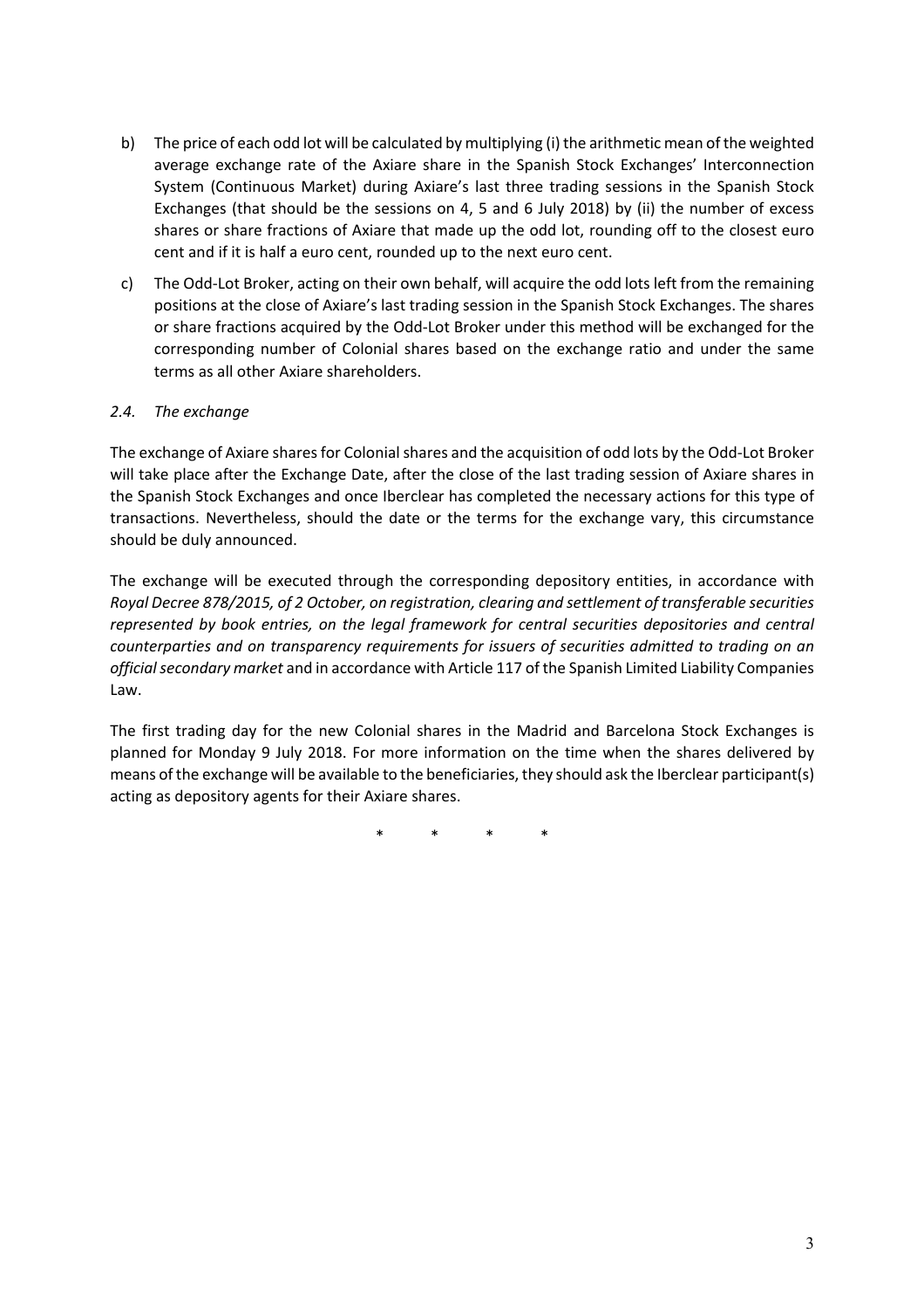b) The price of each odd lot will be calculated by multiplying (i) the arithmetic mean of the weighted average exchange rate of the Axiare share in the Spanish Stock Exchanges' Interconnection System (Continuous Market) during Axiare's last three trading sessions in the Spanish Stock Exchanges (that should be the sessions on 4, 5 and 6 July 2018) by (ii) the number of excess shares or share fractions of Axiare that made up the odd lot, rounding off to the closest euro cent and if it is half a euro cent, rounded up to the next euro cent.

c) The Odd-Lot Broker, acting on their own behalf, will acquire the odd lots left from the remaining positions at the close of Axiare's last trading session in the Spanish Stock Exchanges. The shares or share fractions acquired by the Odd-Lot Broker under this method will be exchanged for the corresponding number of Colonial shares based on the exchange ratio and under the same terms as all other Axiare shareholders.

### *2.4. The exchange*

The exchange of Axiare shares for Colonial shares and the acquisition of odd lots by the Odd-Lot Broker will take place after the Exchange Date, after the close of the last trading session of Axiare shares in the Spanish Stock Exchanges and once Iberclear has completed the necessary actions for this type of transactions. Nevertheless, should the date or the terms for the exchange vary, this circumstance should be duly announced.

The exchange will be executed through the corresponding depository entities, in accordance with *Royal Decree 878/2015, of 2 October, on registration, clearing and settlement of transferable securities represented by book entries, on the legal framework for central securities depositories and central counterparties and on transparency requirements for issuers of securities admitted to trading on an official secondary market* and in accordance with Article 117 of the Spanish Limited Liability Companies Law.

The first trading day for the new Colonial shares in the Madrid and Barcelona Stock Exchanges is planned for Monday 9 July 2018. For more information on the time when the shares delivered by means of the exchange will be available to the beneficiaries, they should ask the Iberclear participant(s) acting as depository agents for their Axiare shares.

\* \* \* \*